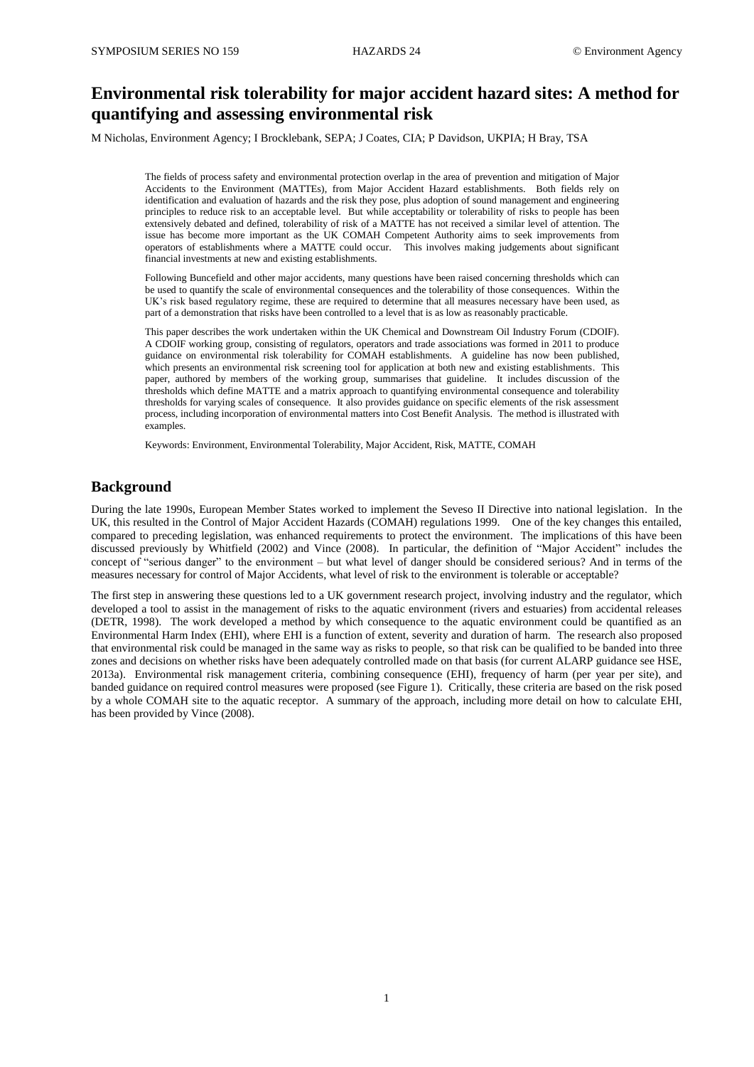# Environmental risk tolerability for major accident hazard sites: A method for quantifying and assessing environmental risk

M Nicholas, Environment Agency; I Brocklebank, SEPA; J Coates, CIA; P Davidson, UKPIA; H Bray, TSA

The fields of process safety and environmental protection overlap in the area of prevention and mitigation of Major Accidents to the Environment (MATTEs), from Major Accident Hazard establishments. Both fields rely on identification and evaluation of hazards and the risk they pose, plus adoption of sound management and engineering principles to reduce risk to an acceptable level. But while acceptability or tolerability of risks to people has been extensively debated and defined, tolerability of risk of a MATTE has not received a similar level of attention. The issue has become more important as the UK COMAH Competent Authority aims to seek improvements from operators of establishments where a MATTE could occur. This involves making judgements about significant financial investments at new and existing establishments.

Following Buncefield and other major accidents, many questions have been raised concerning thresholds which can be used to quantify the scale of environmental consequences and the tolerability of those consequences. Within the UK's risk based regulatory regime, these are required to determine that all measures necessary have been used, as part of a demonstration that risks have been controlled to a level that is as low as reasonably practicable.

This paper describes the work undertaken within the UK Chemical and Downstream Oil Industry Forum (CDOIF). A CDOIF working group, consisting of regulators, operators and trade associations was formed in 2011 to produce guidance on environmental risk tolerability for COMAH establishments. A guideline has now been published, which presents an environmental risk screening tool for application at both new and existing establishments. This paper, authored by members of the working group, summarises that guideline. It includes discussion of the thresholds which define MATTE and a matrix approach to quantifying environmental consequence and tolerability thresholds for varying scales of consequence. It also provides guidance on specific elements of the risk assessment process, including incorporation of environmental matters into Cost Benefit Analysis. The method is illustrated with examples.

Keywords: Environment, Environmental Tolerability, Major Accident, Risk, MATTE, COMAH

## Background

During the late 1990s, European Member States worked to implement the Seveso II Directive into national legislation. In the UK, this resulted in the Control of Major Accident Hazards (COMAH) regulations 1999. One of the key changes this entailed, compared to preceding legislation, was enhanced requirements to protect the environment. The implications of this have been discussed previously by Whitfield (2002) and Vince (2008). In particular, the definition of "Major Accident" includes the concept of "serious danger" to the environment – but what level of danger should be considered serious? And in terms of the measures necessary for control of Major Accidents, what level of risk to the environment is tolerable or acceptable?

The first step in answering these questions led to a UK government research project, involving industry and the regulator, which developed a tool to assist in the management of risks to the aquatic environment (rivers and estuaries) from accidental releases (DETR, 1998). The work developed a method by which consequence to the aquatic environment could be quantified as an Environmental Harm Index (EHI), where EHI is a function of extent, severity and duration of harm. The research also proposed that environmental risk could be managed in the same way as risks to people, so that risk can be qualified to be banded into three zones and decisions on whether risks have been adequately controlled made on that basis (for current ALARP guidance see HSE, 2013a). Environmental risk management criteria, combining consequence (EHI), frequency of harm (per year per site), and banded guidance on required control measures were proposed (see Figure 1). Critically, these criteria are based on the risk posed by a whole COMAH site to the aquatic receptor. A summary of the approach, including more detail on how to calculate EHI, has been provided by Vince (2008).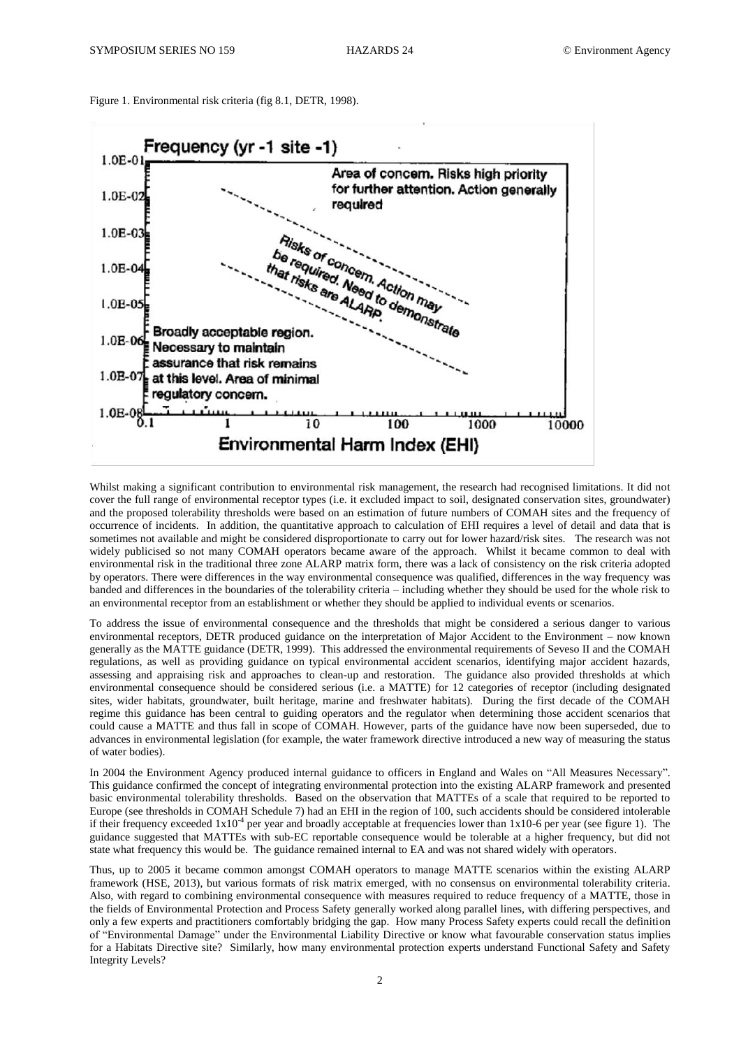Figure 1. Environmental risk criteria (fig 8.1, DETR, 1998).

Whilst making a significant contribution to environmental risk management, the research had recognised limitations. It did not cover the full range of environmental receptor types (i.e. it excluded impact to soil, designated conservation sites, groundwater) and the proposed tolerability thresholds were based on an estimation of future numbers of COMAH sites and the frequency of occurrence of incidents. In addition, the quantitative approach to calculation of EHI requires a level of detail and data that is sometimes not available and might be considered disproportionate to carry out for lower hazard/risk sites. The research was not widely publicised so not many COMAH operators became aware of the approach. Whilst it became common to deal with environmental risk in the traditional three zone ALARP matrix form, there was a lack of consistency on the risk criteria adopted by operators. There were differences in the way environmental consequence was qualified, differences in the way frequency was banded and differences in the boundaries of the tolerability criteria – including whether they should be used for the whole risk to an environmental receptor from an establishment or whether they should be applied to individual events or scenarios.

To address the issue of environmental consequence and the thresholds that might be considered a serious danger to various environmental receptors, DETR produced guidance on the interpretation of Major Accident to the Environment – now known generally as the MATTE guidance (DETR, 1999). This addressed the environmental requirements of Seveso II and the COMAH regulations, as well as providing guidance on typical environmental accident scenarios, identifying major accident hazards, assessing and appraising risk and approaches to clean-up and restoration. The guidance also provided thresholds at which environmental consequence should be considered serious (i.e. a MATTE) for 12 categories of receptor (including designated sites, wider habitats, groundwater, built heritage, marine and freshwater habitats). During the first decade of the COMAH regime this guidance has been central to guiding operators and the regulator when determining those accident scenarios that could cause a MATTE and thus fall in scope of COMAH. However, parts of the guidance have now been superseded, due to advances in environmental legislation (for example, the water framework directive introduced a new way of measuring the status of water bodies).

In 2004 the Environment Agency produced internal guidance to officers in England and Wales on "All Measures Necessary". This guidance confirmed the concept of integrating environmental protection into the existing ALARP framework and presented basic environmental tolerability thresholds. Based on the observation that MATTEs of a scale that required to be reported to Europe (see thresholds in COMAH Schedule 7) had an EHI in the region of 100, such accidents should be considered intolerable if their frequency exceeded $1\times10^{-4}$ per year and broadly acceptable at frequencies lower than 1x10-6 per year (see figure 1). The guidance suggested that MATTEs with sub-EC reportable consequence would be tolerable at a higher frequency, but did not state what frequency this would be. The guidance remained internal to EA and was not shared widely with operators.

Thus, up to 2005 it became common amongst COMAH operators to manage MATTE scenarios within the existing ALARP framework (HSE, 2013), but various formats of risk matrix emerged, with no consensus on environmental tolerability criteria. Also, with regard to combining environmental consequence with measures required to reduce frequency of a MATTE, those in the fields of Environmental Protection and Process Safety generally worked along parallel lines, with differing perspectives, and only a few experts and practitioners comfortably bridging the gap. How many Process Safety experts could recall the definition of "Environmental Damage" under the Environmental Liability Directive or know what favourable conservation status implies for a Habitats Directive site? Similarly, how many environmental protection experts understand Functional Safety and Safety Integrity Levels?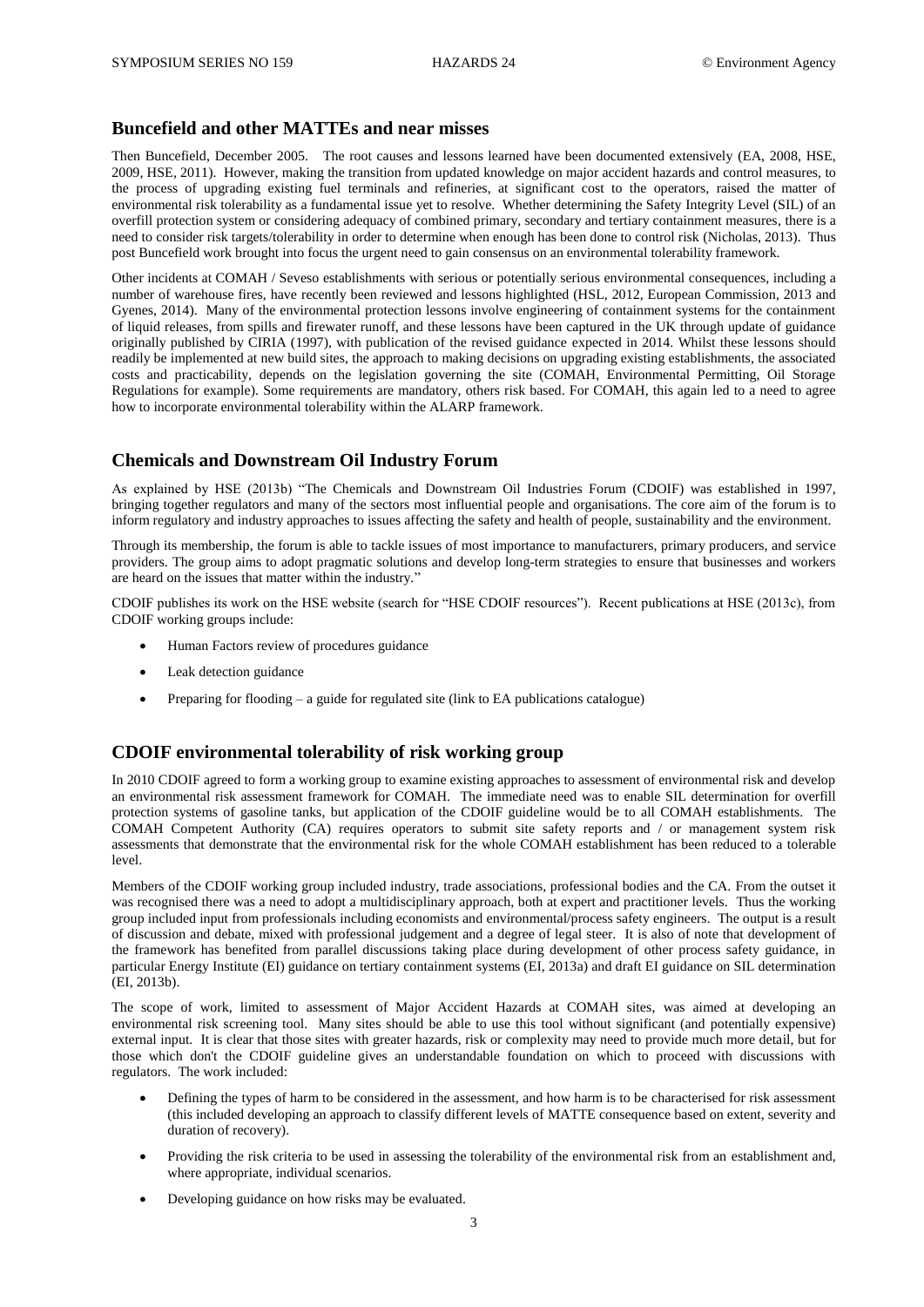## Buncefield and other MATTEs and near misses

Then Buncefield, December 2005. The root causes and lessons learned have been documented extensively (EA, 2008, HSE, 2009, HSE, 2011). However, making the transition from updated knowledge on major accident hazards and control measures, to the process of upgrading existing fuel terminals and refineries, at significant cost to the operators, raised the matter of environmental risk tolerability as a fundamental issue yet to resolve. Whether determining the Safety Integrity Level (SIL) of an overfill protection system or considering adequacy of combined primary, secondary and tertiary containment measures, there is a need to consider risk targets/tolerability in order to determine when enough has been done to control risk (Nicholas, 2013). Thus post Buncefield work brought into focus the urgent need to gain consensus on an environmental tolerability framework.

Other incidents at COMAH / Seveso establishments with serious or potentially serious environmental consequences, including a number of warehouse fires, have recently been reviewed and lessons highlighted (HSL, 2012, European Commission, 2013 and Gyenes, 2014). Many of the environmental protection lessons involve engineering of containment systems for the containment of liquid releases, from spills and firewater runoff, and these lessons have been captured in the UK through update of guidance originally published by CIRIA (1997), with publication of the revised guidance expected in 2014. Whilst these lessons should readily be implemented at new build sites, the approach to making decisions on upgrading existing establishments, the associated costs and practicability, depends on the legislation governing the site (COMAH, Environmental Permitting, Oil Storage Regulations for example). Some requirements are mandatory, others risk based. For COMAH, this again led to a need to agree how to incorporate environmental tolerability within the ALARP framework.

## Chemicals and Downstream Oil Industry Forum

As explained by HSE (2013b) "The Chemicals and Downstream Oil Industries Forum (CDOIF) was established in 1997, bringing together regulators and many of the sectors most influential people and organisations. The core aim of the forum is to inform regulatory and industry approaches to issues affecting the safety and health of people, sustainability and the environment.

Through its membership, the forum is able to tackle issues of most importance to manufacturers, primary producers, and service providers. The group aims to adopt pragmatic solutions and develop long-term strategies to ensure that businesses and workers are heard on the issues that matter within the industry."

CDOIF publishes its work on the HSE website (search for "HSE CDOIF resources"). Recent publications at HSE (2013c), from CDOIF working groups include:

- Human Factors review of procedures guidance
- Leak detection guidance
- Preparing for flooding – a guide for regulated site (link to EA publications catalogue)

## CDOIF environmental tolerability of risk working group

In 2010 CDOIF agreed to form a working group to examine existing approaches to assessment of environmental risk and develop an environmental risk assessment framework for COMAH. The immediate need was to enable SIL determination for overfill protection systems of gasoline tanks, but application of the CDOIF guideline would be to all COMAH establishments. The COMAH Competent Authority (CA) requires operators to submit site safety reports and / or management system risk assessments that demonstrate that the environmental risk for the whole COMAH establishment has been reduced to a tolerable level.

Members of the CDOIF working group included industry, trade associations, professional bodies and the CA. From the outset it was recognised there was a need to adopt a multidisciplinary approach, both at expert and practitioner levels. Thus the working group included input from professionals including economists and environmental/process safety engineers. The output is a result of discussion and debate, mixed with professional judgement and a degree of legal steer. It is also of note that development of the framework has benefited from parallel discussions taking place during development of other process safety guidance, in particular Energy Institute (EI) guidance on tertiary containment systems (EI, 2013a) and draft EI guidance on SIL determination (EI, 2013b).

The scope of work, limited to assessment of Major Accident Hazards at COMAH sites, was aimed at developing an environmental risk screening tool. Many sites should be able to use this tool without significant (and potentially expensive) external input. It is clear that those sites with greater hazards, risk or complexity may need to provide much more detail, but for those which don't the CDOIF guideline gives an understandable foundation on which to proceed with discussions with regulators. The work included:

- Defining the types of harm to be considered in the assessment, and how harm is to be characterised for risk assessment (this included developing an approach to classify different levels of MATTE consequence based on extent, severity and duration of recovery).
- Providing the risk criteria to be used in assessing the tolerability of the environmental risk from an establishment and, where appropriate, individual scenarios.
- Developing guidance on how risks may be evaluated.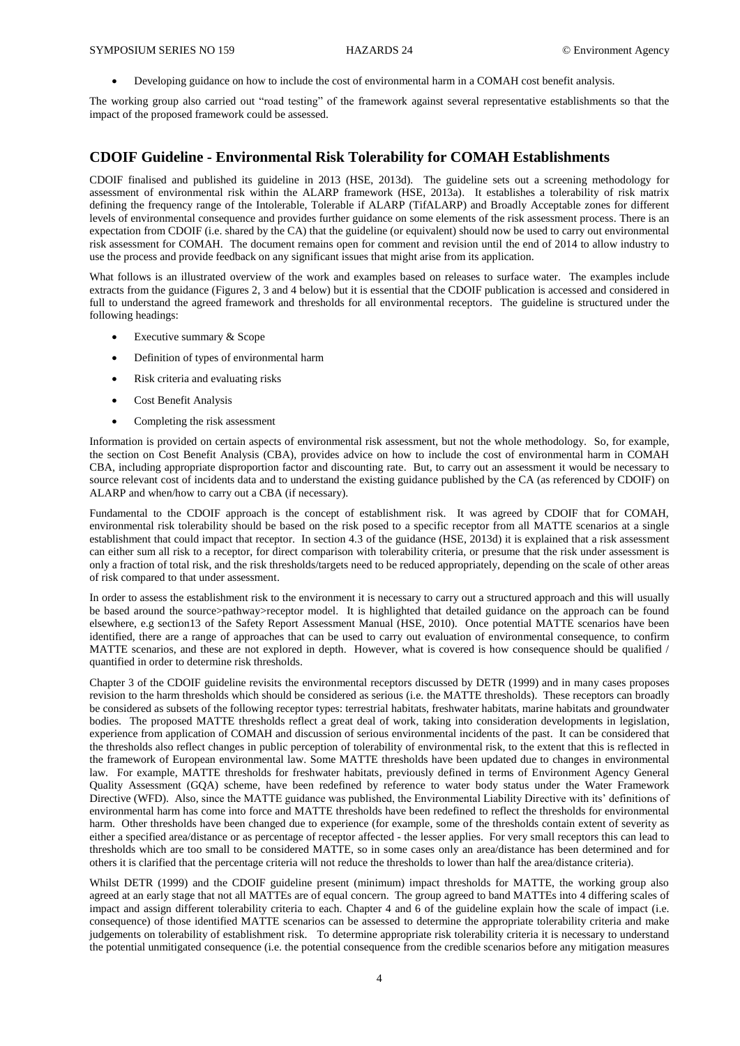- Developing guidance on how to include the cost of environmental harm in a COMAH cost benefit analysis.

The working group also carried out "road testing" of the framework against several representative establishments so that the impact of the proposed framework could be assessed.

## CDOIF Guideline - Environmental Risk Tolerability for COMAH Establishments

CDOIF finalised and published its guideline in 2013 (HSE, 2013d). The guideline sets out a screening methodology for assessment of environmental risk within the ALARP framework (HSE, 2013a). It establishes a tolerability of risk matrix defining the frequency range of the Intolerable, Tolerable if ALARP (TifALARP) and Broadly Acceptable zones for different levels of environmental consequence and provides further guidance on some elements of the risk assessment process. There is an expectation from CDOIF (i.e. shared by the CA) that the guideline (or equivalent) should now be used to carry out environmental risk assessment for COMAH. The document remains open for comment and revision until the end of 2014 to allow industry to use the process and provide feedback on any significant issues that might arise from its application.

What follows is an illustrated overview of the work and examples based on releases to surface water. The examples include extracts from the guidance (Figures 2, 3 and 4 below) but it is essential that the CDOIF publication is accessed and considered in full to understand the agreed framework and thresholds for all environmental receptors. The guideline is structured under the following headings:

- Executive summary & Scope
- Definition of types of environmental harm
- Risk criteria and evaluating risks
- Cost Benefit Analysis
- Completing the risk assessment

Information is provided on certain aspects of environmental risk assessment, but not the whole methodology. So, for example, the section on Cost Benefit Analysis (CBA), provides advice on how to include the cost of environmental harm in COMAH CBA, including appropriate disproportion factor and discounting rate. But, to carry out an assessment it would be necessary to source relevant cost of incidents data and to understand the existing guidance published by the CA (as referenced by CDOIF) on ALARP and when/how to carry out a CBA (if necessary).

Fundamental to the CDOIF approach is the concept of establishment risk. It was agreed by CDOIF that for COMAH, environmental risk tolerability should be based on the risk posed to a specific receptor from all MATTE scenarios at a single establishment that could impact that receptor. In section 4.3 of the guidance (HSE, 2013d) it is explained that a risk assessment can either sum all risk to a receptor, for direct comparison with tolerability criteria, or presume that the risk under assessment is only a fraction of total risk, and the risk thresholds/targets need to be reduced appropriately, depending on the scale of other areas of risk compared to that under assessment.

In order to assess the establishment risk to the environment it is necessary to carry out a structured approach and this will usually be based around the source>pathway>receptor model. It is highlighted that detailed guidance on the approach can be found elsewhere, e.g section13 of the Safety Report Assessment Manual (HSE, 2010). Once potential MATTE scenarios have been identified, there are a range of approaches that can be used to carry out evaluation of environmental consequence, to confirm MATTE scenarios, and these are not explored in depth. However, what is covered is how consequence should be qualified / quantified in order to determine risk thresholds.

Chapter 3 of the CDOIF guideline revisits the environmental receptors discussed by DETR (1999) and in many cases proposes revision to the harm thresholds which should be considered as serious (i.e. the MATTE thresholds). These receptors can broadly be considered as subsets of the following receptor types: terrestrial habitats, freshwater habitats, marine habitats and groundwater bodies. The proposed MATTE thresholds reflect a great deal of work, taking into consideration developments in legislation, experience from application of COMAH and discussion of serious environmental incidents of the past. It can be considered that the thresholds also reflect changes in public perception of tolerability of environmental risk, to the extent that this is reflected in the framework of European environmental law. Some MATTE thresholds have been updated due to changes in environmental law. For example, MATTE thresholds for freshwater habitats, previously defined in terms of Environment Agency General Quality Assessment (GQA) scheme, have been redefined by reference to water body status under the Water Framework Directive (WFD). Also, since the MATTE guidance was published, the Environmental Liability Directive with its' definitions of environmental harm has come into force and MATTE thresholds have been redefined to reflect the thresholds for environmental harm. Other thresholds have been changed due to experience (for example, some of the thresholds contain extent of severity as either a specified area/distance or as percentage of receptor affected - the lesser applies. For very small receptors this can lead to thresholds which are too small to be considered MATTE, so in some cases only an area/distance has been determined and for others it is clarified that the percentage criteria will not reduce the thresholds to lower than half the area/distance criteria).

Whilst DETR (1999) and the CDOIF guideline present (minimum) impact thresholds for MATTE, the working group also agreed at an early stage that not all MATTEs are of equal concern. The group agreed to band MATTEs into 4 differing scales of impact and assign different tolerability criteria to each. Chapter 4 and 6 of the guideline explain how the scale of impact (i.e. consequence) of those identified MATTE scenarios can be assessed to determine the appropriate tolerability criteria and make judgements on tolerability of establishment risk. To determine appropriate risk tolerability criteria it is necessary to understand the potential unmitigated consequence (i.e. the potential consequence from the credible scenarios before any mitigation measures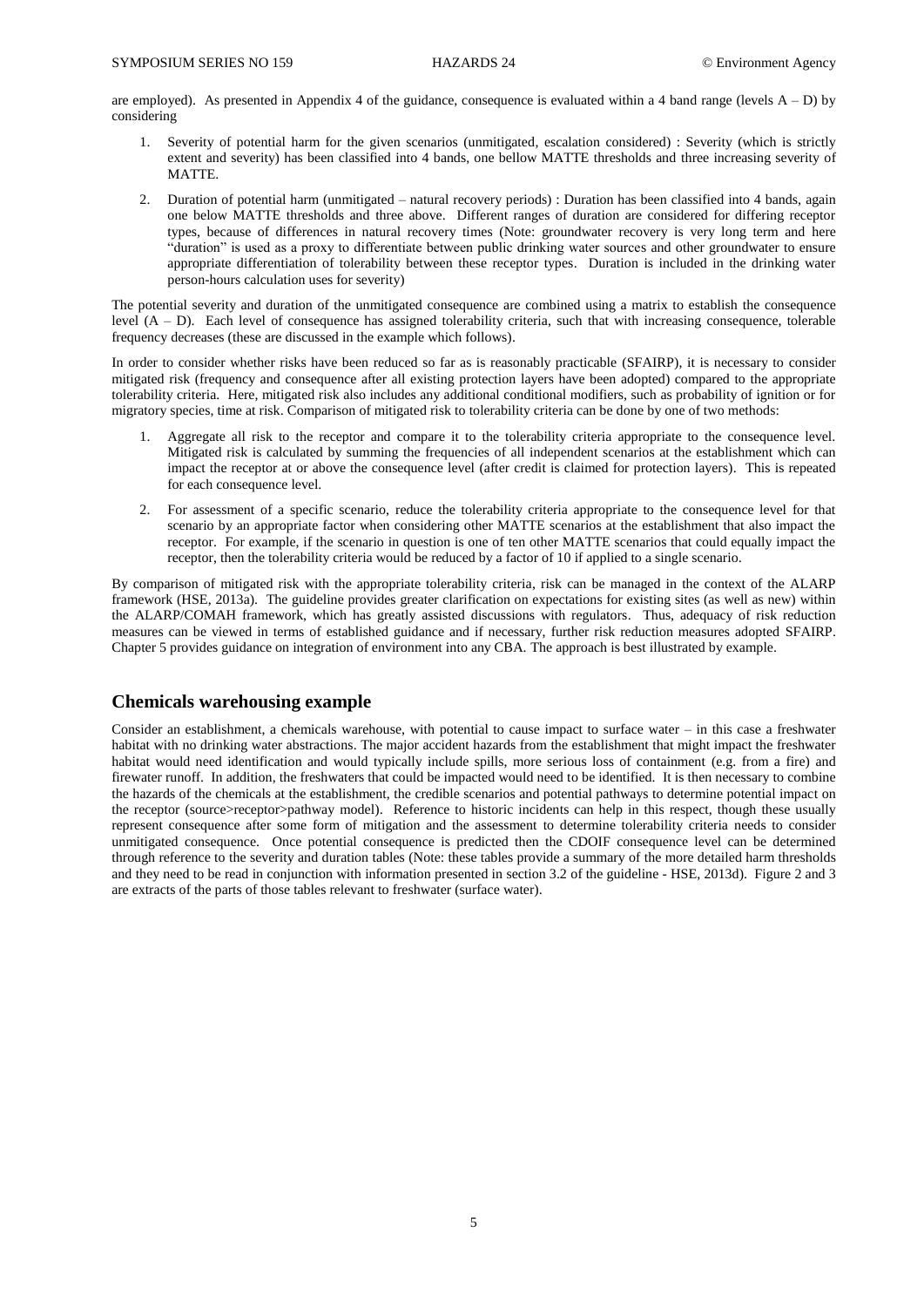are employed). As presented in Appendix 4 of the guidance, consequence is evaluated within a 4 band range (levels A – D) by considering

1. Severity of potential harm for the given scenarios (unmitigated, escalation considered) : Severity (which is strictly extent and severity) has been classified into 4 bands, one bellow MATTE thresholds and three increasing severity of MATTE.
2. Duration of potential harm (unmitigated – natural recovery periods) : Duration has been classified into 4 bands, again one below MATTE thresholds and three above. Different ranges of duration are considered for differing receptor types, because of differences in natural recovery times (Note: groundwater recovery is very long term and here "duration" is used as a proxy to differentiate between public drinking water sources and other groundwater to ensure appropriate differentiation of tolerability between these receptor types. Duration is included in the drinking water person-hours calculation uses for severity)

The potential severity and duration of the unmitigated consequence are combined using a matrix to establish the consequence level (A – D). Each level of consequence has assigned tolerability criteria, such that with increasing consequence, tolerable frequency decreases (these are discussed in the example which follows).

In order to consider whether risks have been reduced so far as is reasonably practicable (SFAIRP), it is necessary to consider mitigated risk (frequency and consequence after all existing protection layers have been adopted) compared to the appropriate tolerability criteria. Here, mitigated risk also includes any additional conditional modifiers, such as probability of ignition or for migratory species, time at risk. Comparison of mitigated risk to tolerability criteria can be done by one of two methods:

1. Aggregate all risk to the receptor and compare it to the tolerability criteria appropriate to the consequence level. Mitigated risk is calculated by summing the frequencies of all independent scenarios at the establishment which can impact the receptor at or above the consequence level (after credit is claimed for protection layers). This is repeated for each consequence level.
2. For assessment of a specific scenario, reduce the tolerability criteria appropriate to the consequence level for that scenario by an appropriate factor when considering other MATTE scenarios at the establishment that also impact the receptor. For example, if the scenario in question is one of ten other MATTE scenarios that could equally impact the receptor, then the tolerability criteria would be reduced by a factor of 10 if applied to a single scenario.

By comparison of mitigated risk with the appropriate tolerability criteria, risk can be managed in the context of the ALARP framework (HSE, 2013a). The guideline provides greater clarification on expectations for existing sites (as well as new) within the ALARP/COMAH framework, which has greatly assisted discussions with regulators. Thus, adequacy of risk reduction measures can be viewed in terms of established guidance and if necessary, further risk reduction measures adopted SFAIRP. Chapter 5 provides guidance on integration of environment into any CBA. The approach is best illustrated by example.

## Chemicals warehousing example

Consider an establishment, a chemicals warehouse, with potential to cause impact to surface water – in this case a freshwater habitat with no drinking water abstractions. The major accident hazards from the establishment that might impact the freshwater habitat would need identification and would typically include spills, more serious loss of containment (e.g. from a fire) and firewater runoff. In addition, the freshwaters that could be impacted would need to be identified. It is then necessary to combine the hazards of the chemicals at the establishment, the credible scenarios and potential pathways to determine potential impact on the receptor (source>receptor>pathway model). Reference to historic incidents can help in this respect, though these usually represent consequence after some form of mitigation and the assessment to determine tolerability criteria needs to consider unmitigated consequence. Once potential consequence is predicted then the CDOIF consequence level can be determined through reference to the severity and duration tables (Note: these tables provide a summary of the more detailed harm thresholds and they need to be read in conjunction with information presented in section 3.2 of the guideline - HSE, 2013d). Figure 2 and 3 are extracts of the parts of those tables relevant to freshwater (surface water).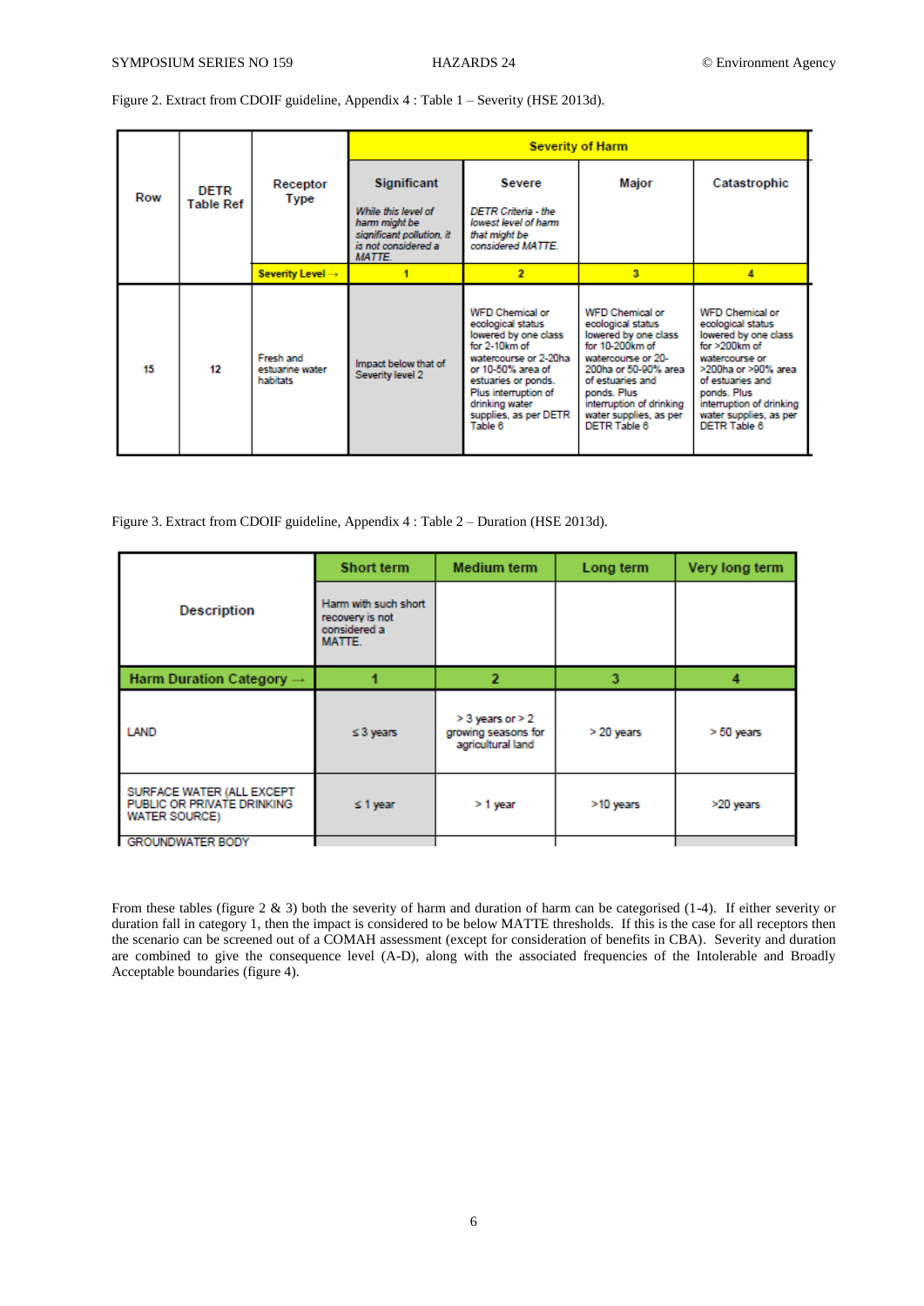Figure 2. Extract from CDOIF guideline, Appendix 4 : Table 1 – Severity (HSE 2013d).

| Row | DETR Table Ref | Receptor Type | Severity of Harm | | | |
|---|---|---|---|---|---|---|
| | | | **Significant**<br>*While this level of harm might be significant pollution, it is not considered a MATTE.* | **Severe**<br>*DETR Criteria - the lowest level of harm that might be considered MATTE.* | **Major** | **Catastrophic** |
| | | Severity Level → | 1 | 2 | 3 | 4 |
| 15 | 12 | Fresh and estuarine water habitats | Impact below that of Severity level 2 | WFD Chemical or ecological status lowered by one class for 2-10km of watercourse or 2-20ha or 10-50% area of estuaries or ponds. Plus interruption of drinking water supplies, as per DETR Table 6 | WFD Chemical or ecological status lowered by one class for 10-200km of watercourse or 20-200ha or 50-90% area of estuaries and ponds. Plus interruption of drinking water supplies, as per DETR Table 6 | WFD Chemical or ecological status lowered by one class for >200km of watercourse or >200ha or >90% area of estuaries and ponds. Plus interruption of drinking water supplies, as per DETR Table 6 |

Figure 3. Extract from CDOIF guideline, Appendix 4 : Table 2 – Duration (HSE 2013d).

| Description | Short term | Medium term | Long term | Very long term |
|---|---|---|---|---|
| | Harm with such short recovery is not considered a MATTE. | | | |
| **Harm Duration Category →** | 1 | 2 | 3 | 4 |
| LAND | ≤ 3 years | > 3 years or > 2 growing seasons for agricultural land | > 20 years | > 50 years |
| SURFACE WATER (ALL EXCEPT PUBLIC OR PRIVATE DRINKING WATER SOURCE) | ≤ 1 year | > 1 year | >10 years | >20 years |
| GROUNDWATER BODY | | | | |

From these tables (figure 2 & 3) both the severity of harm and duration of harm can be categorised (1-4). If either severity or duration fall in category 1, then the impact is considered to be below MATTE thresholds. If this is the case for all receptors then the scenario can be screened out of a COMAH assessment (except for consideration of benefits in CBA). Severity and duration are combined to give the consequence level (A-D), along with the associated frequencies of the Intolerable and Broadly Acceptable boundaries (figure 4).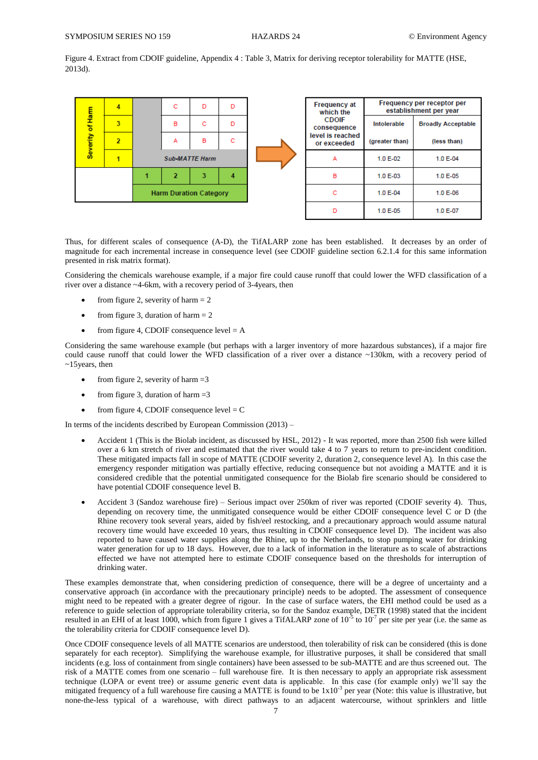Figure 4. Extract from CDOIF guideline, Appendix 4 : Table 3, Matrix for deriving receptor tolerability for MATTE (HSE, 2013d).

| Severity of Harm | | | | | |
|---|---|---|---|---|---|
| 4 | | C | D | D | |
| 3 | | B | C | D | |
| 2 | | A | B | C | |
| 1 | Sub-MATTE Harm | | | | |
| | 1 | 2 | 3 | 4 | |
| | Harm Duration Category | | | | |

| Frequency at which the CDOIF consequence level is reached or exceeded | Frequency per receptor per establishment per year | |
|---|---|---|
| | Intolerable (greater than) | Broadly Acceptable (less than) |
| A | 1.0 E-02 | 1.0 E-04 |
| B | 1.0 E-03 | 1.0 E-05 |
| C | 1.0 E-04 | 1.0 E-06 |
| D | 1.0 E-05 | 1.0 E-07 |

Thus, for different scales of consequence (A-D), the TifALARP zone has been established. It decreases by an order of magnitude for each incremental increase in consequence level (see CDOIF guideline section 6.2.1.4 for this same information presented in risk matrix format).

Considering the chemicals warehouse example, if a major fire could cause runoff that could lower the WFD classification of a river over a distance ~4-6km, with a recovery period of 3-4years, then

- from figure 2, severity of harm = 2
- from figure 3, duration of harm = 2
- from figure 4, CDOIF consequence level = A

Considering the same warehouse example (but perhaps with a larger inventory of more hazardous substances), if a major fire could cause runoff that could lower the WFD classification of a river over a distance ~130km, with a recovery period of ~15years, then

- from figure 2, severity of harm =3
- from figure 3, duration of harm =3
- from figure 4, CDOIF consequence level = C

In terms of the incidents described by European Commission (2013) –

- Accident 1 (This is the Biolab incident, as discussed by HSL, 2012) - It was reported, more than 2500 fish were killed over a 6 km stretch of river and estimated that the river would take 4 to 7 years to return to pre-incident condition. These mitigated impacts fall in scope of MATTE (CDOIF severity 2, duration 2, consequence level A). In this case the emergency responder mitigation was partially effective, reducing consequence but not avoiding a MATTE and it is considered credible that the potential unmitigated consequence for the Biolab fire scenario should be considered to have potential CDOIF consequence level B.
- Accident 3 (Sandoz warehouse fire) – Serious impact over 250km of river was reported (CDOIF severity 4). Thus, depending on recovery time, the unmitigated consequence would be either CDOIF consequence level C or D (the Rhine recovery took several years, aided by fish/eel restocking, and a precautionary approach would assume natural recovery time would have exceeded 10 years, thus resulting in CDOIF consequence level D). The incident was also reported to have caused water supplies along the Rhine, up to the Netherlands, to stop pumping water for drinking water generation for up to 18 days. However, due to a lack of information in the literature as to scale of abstractions effected we have not attempted here to estimate CDOIF consequence based on the thresholds for interruption of drinking water.

These examples demonstrate that, when considering prediction of consequence, there will be a degree of uncertainty and a conservative approach (in accordance with the precautionary principle) needs to be adopted. The assessment of consequence might need to be repeated with a greater degree of rigour. In the case of surface waters, the EHI method could be used as a reference to guide selection of appropriate tolerability criteria, so for the Sandoz example, DETR (1998) stated that the incident resulted in an EHI of at least 1000, which from figure 1 gives a TifALARP zone of $10^{-5}$ to $10^{-7}$ per site per year (i.e. the same as the tolerability criteria for CDOIF consequence level D).

Once CDOIF consequence levels of all MATTE scenarios are understood, then tolerability of risk can be considered (this is done separately for each receptor). Simplifying the warehouse example, for illustrative purposes, it shall be considered that small incidents (e.g. loss of containment from single containers) have been assessed to be sub-MATTE and are thus screened out. The risk of a MATTE comes from one scenario – full warehouse fire. It is then necessary to apply an appropriate risk assessment technique (LOPA or event tree) or assume generic event data is applicable. In this case (for example only) we'll say the mitigated frequency of a full warehouse fire causing a MATTE is found to be $1x10^{-3}$ per year (Note: this value is illustrative, but none-the-less typical of a warehouse, with direct pathways to an adjacent watercourse, without sprinklers and little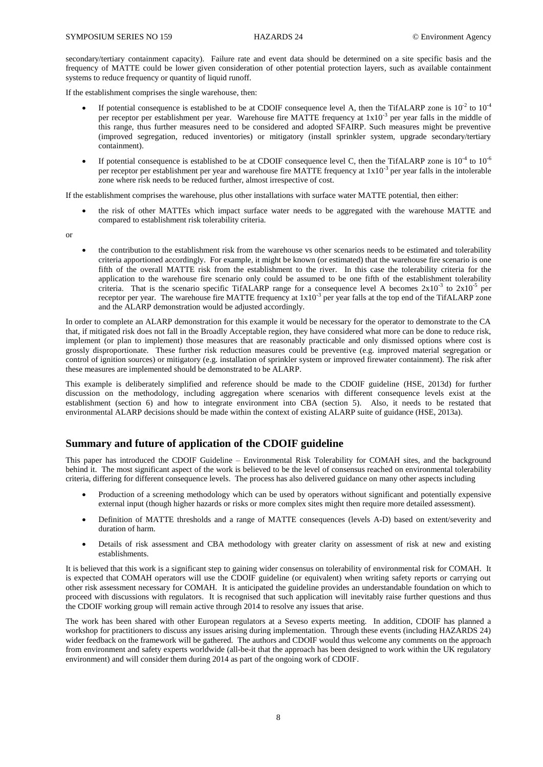secondary/tertiary containment capacity). Failure rate and event data should be determined on a site specific basis and the frequency of MATTE could be lower given consideration of other potential protection layers, such as available containment systems to reduce frequency or quantity of liquid runoff.

If the establishment comprises the single warehouse, then:

- If potential consequence is established to be at CDOIF consequence level A, then the TifALARP zone is $10^{-2}$ to $10^{-4}$ per receptor per establishment per year. Warehouse fire MATTE frequency at $1x10^{-3}$ per year falls in the middle of this range, thus further measures need to be considered and adopted SFAIRP. Such measures might be preventive (improved segregation, reduced inventories) or mitigatory (install sprinkler system, upgrade secondary/tertiary containment).
- If potential consequence is established to be at CDOIF consequence level C, then the TifALARP zone is $10^{-4}$ to $10^{-6}$ per receptor per establishment per year and warehouse fire MATTE frequency at $1x10^{-3}$ per year falls in the intolerable zone where risk needs to be reduced further, almost irrespective of cost.

If the establishment comprises the warehouse, plus other installations with surface water MATTE potential, then either:

- the risk of other MATTEs which impact surface water needs to be aggregated with the warehouse MATTE and compared to establishment risk tolerability criteria.

or

- the contribution to the establishment risk from the warehouse vs other scenarios needs to be estimated and tolerability criteria apportioned accordingly. For example, it might be known (or estimated) that the warehouse fire scenario is one fifth of the overall MATTE risk from the establishment to the river. In this case the tolerability criteria for the application to the warehouse fire scenario only could be assumed to be one fifth of the establishment tolerability criteria. That is the scenario specific TifALARP range for a consequence level A becomes $2x10^{-3}$ to $2x10^{-5}$ per receptor per year. The warehouse fire MATTE frequency at $1x10^{-3}$ per year falls at the top end of the TifALARP zone and the ALARP demonstration would be adjusted accordingly.

In order to complete an ALARP demonstration for this example it would be necessary for the operator to demonstrate to the CA that, if mitigated risk does not fall in the Broadly Acceptable region, they have considered what more can be done to reduce risk, implement (or plan to implement) those measures that are reasonably practicable and only dismissed options where cost is grossly disproportionate. These further risk reduction measures could be preventive (e.g. improved material segregation or control of ignition sources) or mitigatory (e.g. installation of sprinkler system or improved firewater containment). The risk after these measures are implemented should be demonstrated to be ALARP.

This example is deliberately simplified and reference should be made to the CDOIF guideline (HSE, 2013d) for further discussion on the methodology, including aggregation where scenarios with different consequence levels exist at the establishment (section 6) and how to integrate environment into CBA (section 5). Also, it needs to be restated that environmental ALARP decisions should be made within the context of existing ALARP suite of guidance (HSE, 2013a).

## Summary and future of application of the CDOIF guideline

This paper has introduced the CDOIF Guideline – Environmental Risk Tolerability for COMAH sites, and the background behind it. The most significant aspect of the work is believed to be the level of consensus reached on environmental tolerability criteria, differing for different consequence levels. The process has also delivered guidance on many other aspects including

- Production of a screening methodology which can be used by operators without significant and potentially expensive external input (though higher hazards or risks or more complex sites might then require more detailed assessment).
- Definition of MATTE thresholds and a range of MATTE consequences (levels A-D) based on extent/severity and duration of harm.
- Details of risk assessment and CBA methodology with greater clarity on assessment of risk at new and existing establishments.

It is believed that this work is a significant step to gaining wider consensus on tolerability of environmental risk for COMAH. It is expected that COMAH operators will use the CDOIF guideline (or equivalent) when writing safety reports or carrying out other risk assessment necessary for COMAH. It is anticipated the guideline provides an understandable foundation on which to proceed with discussions with regulators. It is recognised that such application will inevitably raise further questions and thus the CDOIF working group will remain active through 2014 to resolve any issues that arise.

The work has been shared with other European regulators at a Seveso experts meeting. In addition, CDOIF has planned a workshop for practitioners to discuss any issues arising during implementation. Through these events (including HAZARDS 24) wider feedback on the framework will be gathered. The authors and CDOIF would thus welcome any comments on the approach from environment and safety experts worldwide (all-be-it that the approach has been designed to work within the UK regulatory environment) and will consider them during 2014 as part of the ongoing work of CDOIF.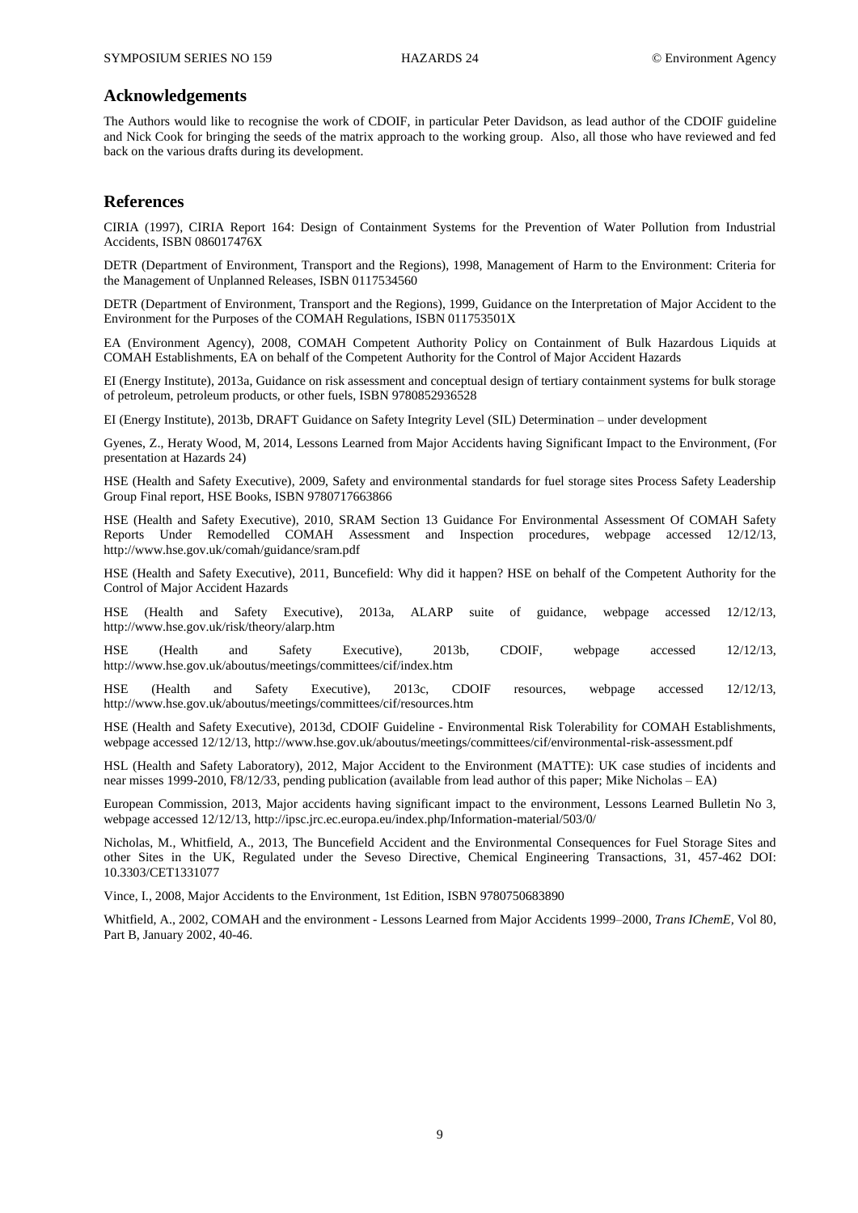## Acknowledgements

The Authors would like to recognise the work of CDOIF, in particular Peter Davidson, as lead author of the CDOIF guideline and Nick Cook for bringing the seeds of the matrix approach to the working group. Also, all those who have reviewed and fed back on the various drafts during its development.

## References

CIRIA (1997), CIRIA Report 164: Design of Containment Systems for the Prevention of Water Pollution from Industrial Accidents, ISBN 086017476X

DETR (Department of Environment, Transport and the Regions), 1998, Management of Harm to the Environment: Criteria for the Management of Unplanned Releases, ISBN 0117534560

DETR (Department of Environment, Transport and the Regions), 1999, Guidance on the Interpretation of Major Accident to the Environment for the Purposes of the COMAH Regulations, ISBN 011753501X

EA (Environment Agency), 2008, COMAH Competent Authority Policy on Containment of Bulk Hazardous Liquids at COMAH Establishments, EA on behalf of the Competent Authority for the Control of Major Accident Hazards

EI (Energy Institute), 2013a, Guidance on risk assessment and conceptual design of tertiary containment systems for bulk storage of petroleum, petroleum products, or other fuels, ISBN 9780852936528

EI (Energy Institute), 2013b, DRAFT Guidance on Safety Integrity Level (SIL) Determination – under development

Gyenes, Z., Heraty Wood, M, 2014, Lessons Learned from Major Accidents having Significant Impact to the Environment, (For presentation at Hazards 24)

HSE (Health and Safety Executive), 2009, Safety and environmental standards for fuel storage sites Process Safety Leadership Group Final report, HSE Books, ISBN 9780717663866

HSE (Health and Safety Executive), 2010, SRAM Section 13 Guidance For Environmental Assessment Of COMAH Safety Reports Under Remodelled COMAH Assessment and Inspection procedures, webpage accessed 12/12/13, http://www.hse.gov.uk/comah/guidance/sram.pdf

HSE (Health and Safety Executive), 2011, Buncefield: Why did it happen? HSE on behalf of the Competent Authority for the Control of Major Accident Hazards

HSE (Health and Safety Executive), 2013a, ALARP suite of guidance, webpage accessed 12/12/13, http://www.hse.gov.uk/risk/theory/alarp.htm

HSE (Health and Safety Executive), 2013b, CDOIF, webpage accessed 12/12/13, http://www.hse.gov.uk/aboutus/meetings/committees/cif/index.htm

HSE (Health and Safety Executive), 2013c, CDOIF resources, webpage accessed 12/12/13, http://www.hse.gov.uk/aboutus/meetings/committees/cif/resources.htm

HSE (Health and Safety Executive), 2013d, CDOIF Guideline - Environmental Risk Tolerability for COMAH Establishments, webpage accessed 12/12/13, http://www.hse.gov.uk/aboutus/meetings/committees/cif/environmental-risk-assessment.pdf

HSL (Health and Safety Laboratory), 2012, Major Accident to the Environment (MATTE): UK case studies of incidents and near misses 1999-2010, F8/12/33, pending publication (available from lead author of this paper; Mike Nicholas – EA)

European Commission, 2013, Major accidents having significant impact to the environment, Lessons Learned Bulletin No 3, webpage accessed 12/12/13, http://ipsc.jrc.ec.europa.eu/index.php/Information-material/503/0/

Nicholas, M., Whitfield, A., 2013, The Buncefield Accident and the Environmental Consequences for Fuel Storage Sites and other Sites in the UK, Regulated under the Seveso Directive, Chemical Engineering Transactions, 31, 457-462 DOI: 10.3303/CET1331077

Vince, I., 2008, Major Accidents to the Environment, 1st Edition, ISBN 9780750683890

Whitfield, A., 2002, COMAH and the environment - Lessons Learned from Major Accidents 1999–2000, *Trans IChemE*, Vol 80, Part B, January 2002, 40-46.